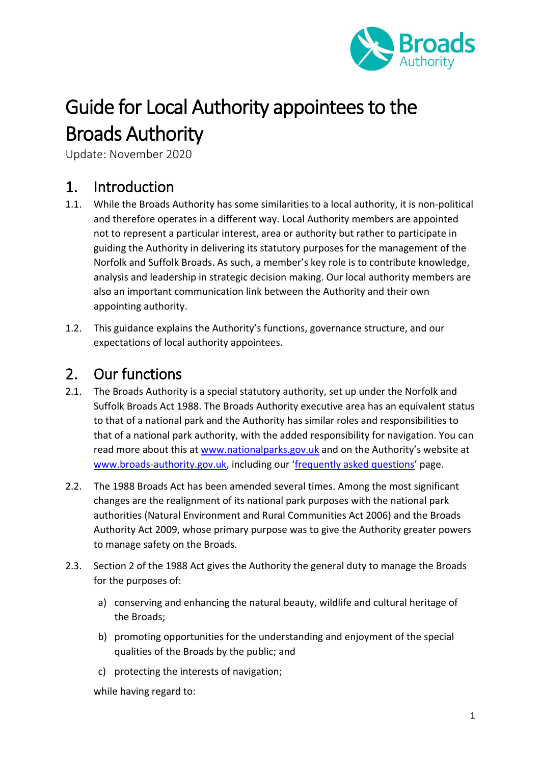# Guide for Local Authority appointees to the Broads Authority

Update: November 2020

## 1. Introduction

1.1. While the Broads Authority has some similarities to a local authority, it is non-political and therefore operates in a different way. Local Authority members are appointed not to represent a particular interest, area or authority but rather to participate in guiding the Authority in delivering its statutory purposes for the management of the Norfolk and Suffolk Broads. As such, a member's key role is to contribute knowledge, analysis and leadership in strategic decision making. Our local authority members are also an important communication link between the Authority and their own appointing authority.

1.2. This guidance explains the Authority's functions, governance structure, and our expectations of local authority appointees.

## 2. Our functions

2.1. The Broads Authority is a special statutory authority, set up under the Norfolk and Suffolk Broads Act 1988. The Broads Authority executive area has an equivalent status to that of a national park and the Authority has similar roles and responsibilities to that of a national park authority, with the added responsibility for navigation. You can read more about this at [www.nationalparks.gov.uk](www.nationalparks.gov.uk) and on the Authority's website at [www.broads-authority.gov.uk](www.broads-authority.gov.uk), including our 'frequently asked questions' page.

2.2. The 1988 Broads Act has been amended several times. Among the most significant changes are the realignment of its national park purposes with the national park authorities (Natural Environment and Rural Communities Act 2006) and the Broads Authority Act 2009, whose primary purpose was to give the Authority greater powers to manage safety on the Broads.

2.3. Section 2 of the 1988 Act gives the Authority the general duty to manage the Broads for the purposes of:

a) conserving and enhancing the natural beauty, wildlife and cultural heritage of the Broads;

b) promoting opportunities for the understanding and enjoyment of the special qualities of the Broads by the public; and

c) protecting the interests of navigation;

while having regard to: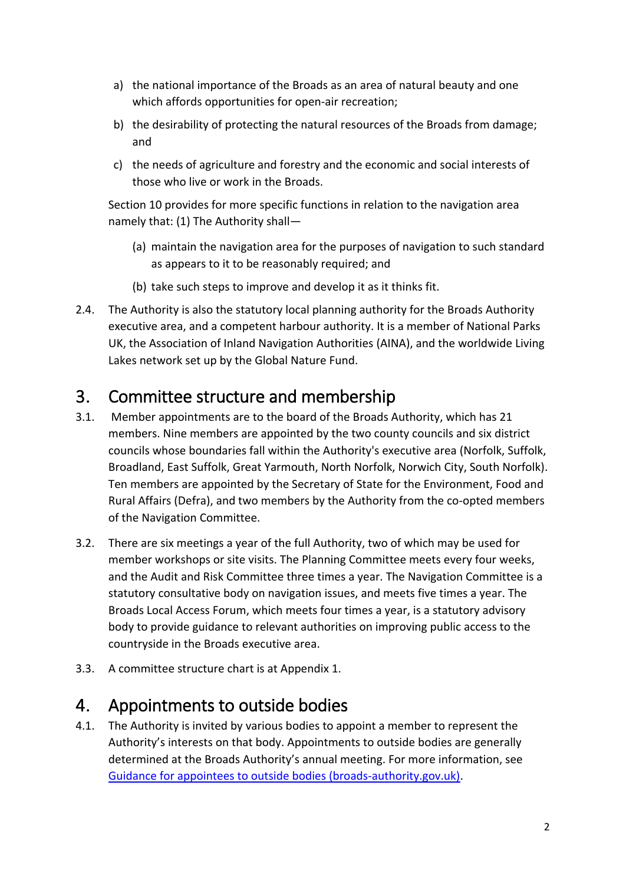a) the national importance of the Broads as an area of natural beauty and one which affords opportunities for open-air recreation;

b) the desirability of protecting the natural resources of the Broads from damage; and

c) the needs of agriculture and forestry and the economic and social interests of those who live or work in the Broads.

Section 10 provides for more specific functions in relation to the navigation area namely that: (1) The Authority shall—

(a) maintain the navigation area for the purposes of navigation to such standard as appears to it to be reasonably required; and

(b) take such steps to improve and develop it as it thinks fit.

2.4. The Authority is also the statutory local planning authority for the Broads Authority executive area, and a competent harbour authority. It is a member of National Parks UK, the Association of Inland Navigation Authorities (AINA), and the worldwide Living Lakes network set up by the Global Nature Fund.

## 3. Committee structure and membership

3.1. Member appointments are to the board of the Broads Authority, which has 21 members. Nine members are appointed by the two county councils and six district councils whose boundaries fall within the Authority's executive area (Norfolk, Suffolk, Broadland, East Suffolk, Great Yarmouth, North Norfolk, Norwich City, South Norfolk). Ten members are appointed by the Secretary of State for the Environment, Food and Rural Affairs (Defra), and two members by the Authority from the co-opted members of the Navigation Committee.

3.2. There are six meetings a year of the full Authority, two of which may be used for member workshops or site visits. The Planning Committee meets every four weeks, and the Audit and Risk Committee three times a year. The Navigation Committee is a statutory consultative body on navigation issues, and meets five times a year. The Broads Local Access Forum, which meets four times a year, is a statutory advisory body to provide guidance to relevant authorities on improving public access to the countryside in the Broads executive area.

3.3. A committee structure chart is at Appendix 1.

## 4. Appointments to outside bodies

4.1. The Authority is invited by various bodies to appoint a member to represent the Authority's interests on that body. Appointments to outside bodies are generally determined at the Broads Authority's annual meeting. For more information, see Guidance for appointees to outside bodies (broads-authority.gov.uk).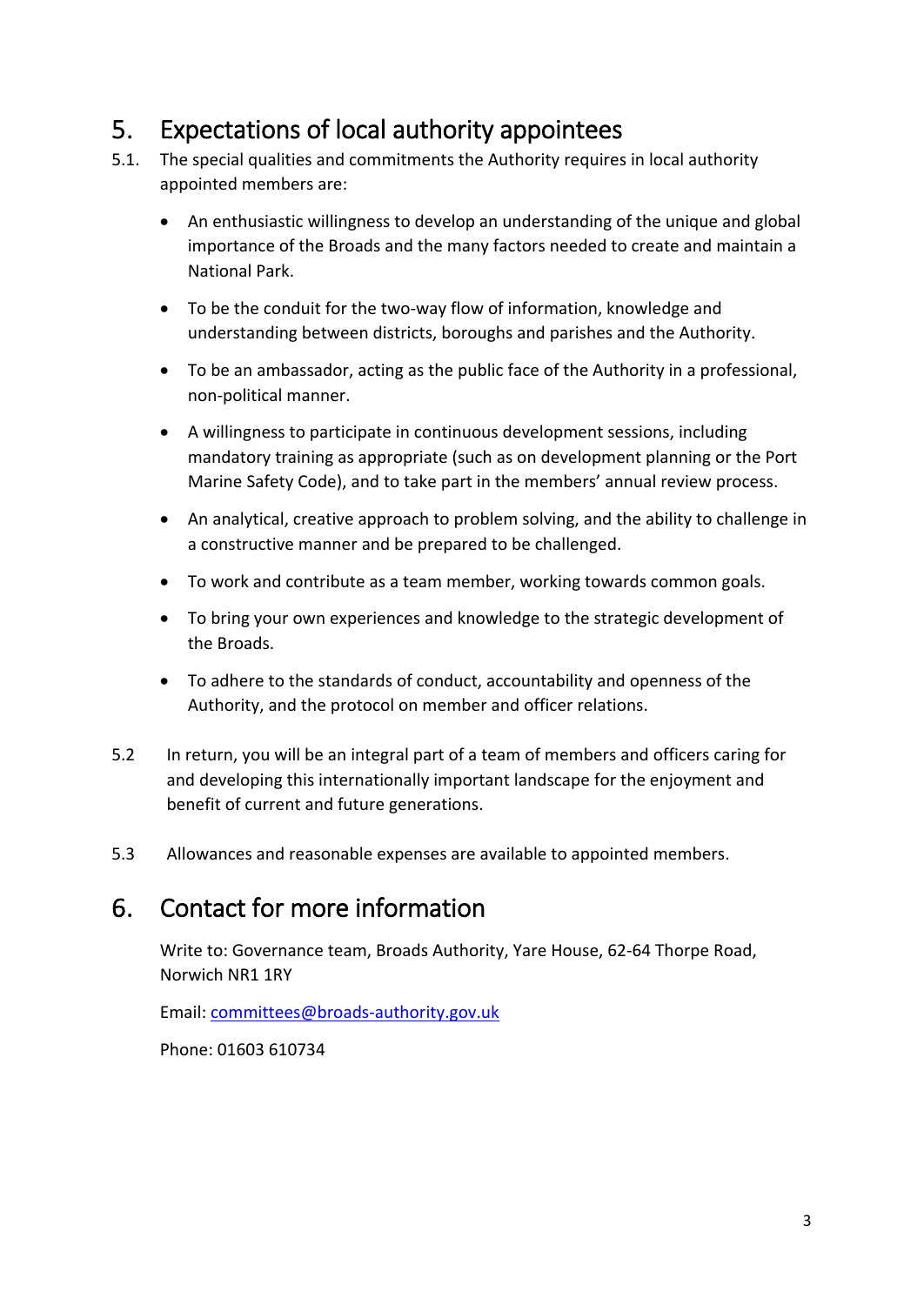## 5. Expectations of local authority appointees

5.1. The special qualities and commitments the Authority requires in local authority appointed members are:

- An enthusiastic willingness to develop an understanding of the unique and global importance of the Broads and the many factors needed to create and maintain a National Park.
- To be the conduit for the two-way flow of information, knowledge and understanding between districts, boroughs and parishes and the Authority.
- To be an ambassador, acting as the public face of the Authority in a professional, non-political manner.
- A willingness to participate in continuous development sessions, including mandatory training as appropriate (such as on development planning or the Port Marine Safety Code), and to take part in the members' annual review process.
- An analytical, creative approach to problem solving, and the ability to challenge in a constructive manner and be prepared to be challenged.
- To work and contribute as a team member, working towards common goals.
- To bring your own experiences and knowledge to the strategic development of the Broads.
- To adhere to the standards of conduct, accountability and openness of the Authority, and the protocol on member and officer relations.

5.2 In return, you will be an integral part of a team of members and officers caring for and developing this internationally important landscape for the enjoyment and benefit of current and future generations.

5.3 Allowances and reasonable expenses are available to appointed members.

## 6. Contact for more information

Write to: Governance team, Broads Authority, Yare House, 62-64 Thorpe Road, Norwich NR1 1RY

Email: [committees@broads-authority.gov.uk](mailto:committees@broads-authority.gov.uk)

Phone: 01603 610734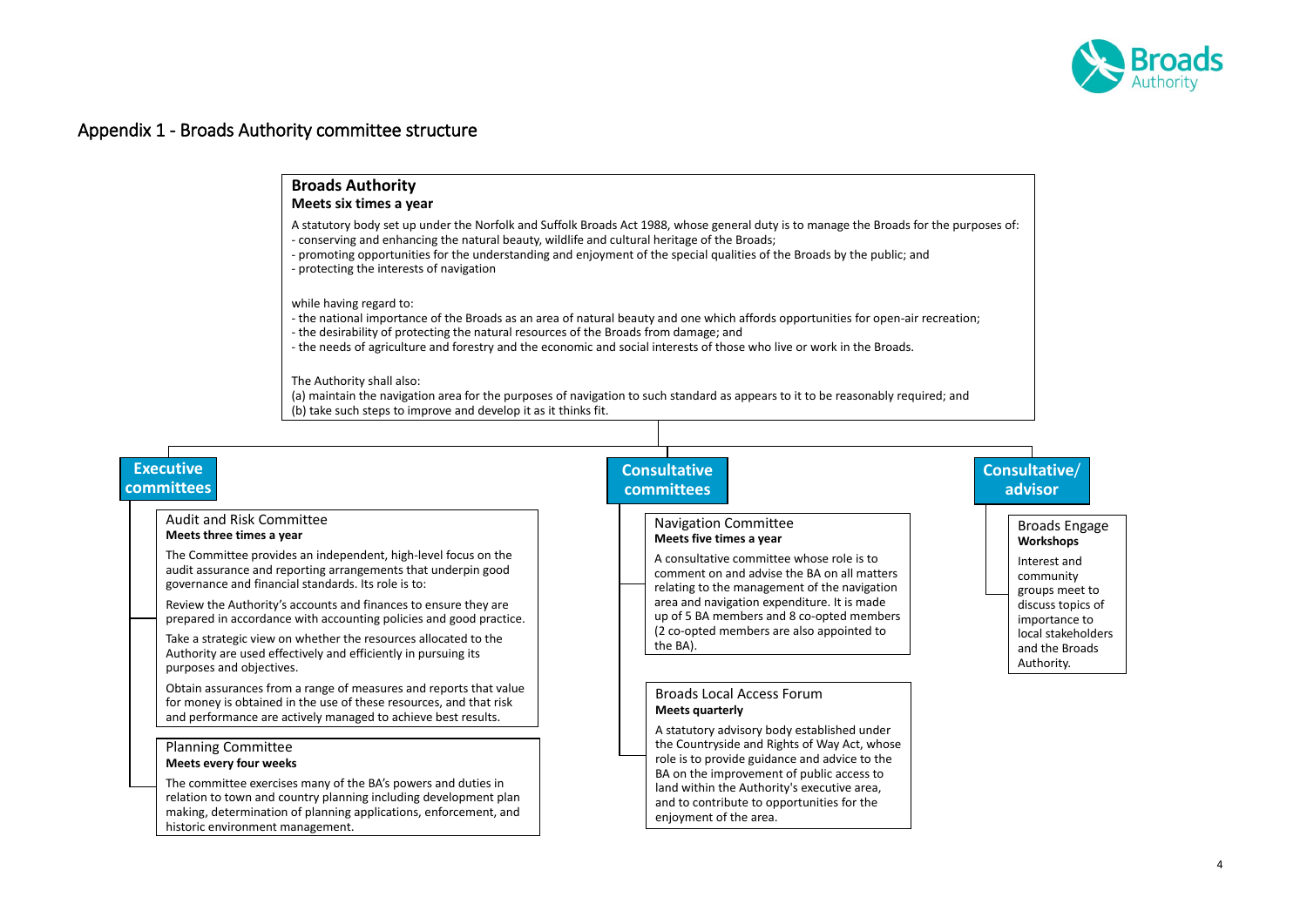# Appendix 1 - Broads Authority committee structure

## Broads Authority

**Meets six times a year**

A statutory body set up under the Norfolk and Suffolk Broads Act 1988, whose general duty is to manage the Broads for the purposes of:
- conserving and enhancing the natural beauty, wildlife and cultural heritage of the Broads;
- promoting opportunities for the understanding and enjoyment of the special qualities of the Broads by the public; and
- protecting the interests of navigation

while having regard to:
- the national importance of the Broads as an area of natural beauty and one which affords opportunities for open-air recreation;
- the desirability of protecting the natural resources of the Broads from damage; and
- the needs of agriculture and forestry and the economic and social interests of those who live or work in the Broads.

The Authority shall also:
(a) maintain the navigation area for the purposes of navigation to such standard as appears to it to be reasonably required; and
(b) take such steps to improve and develop it as it thinks fit.

## Executive committees

### Audit and Risk Committee

**Meets three times a year**

The Committee provides an independent, high-level focus on the audit assurance and reporting arrangements that underpin good governance and financial standards. Its role is to:

Review the Authority's accounts and finances to ensure they are prepared in accordance with accounting policies and good practice.

Take a strategic view on whether the resources allocated to the Authority are used effectively and efficiently in pursuing its purposes and objectives.

Obtain assurances from a range of measures and reports that value for money is obtained in the use of these resources, and that risk and performance are actively managed to achieve best results.

### Planning Committee

**Meets every four weeks**

The committee exercises many of the BA's powers and duties in relation to town and country planning including development plan making, determination of planning applications, enforcement, and historic environment management.

## Consultative committees

### Navigation Committee

**Meets five times a year**

A consultative committee whose role is to comment on and advise the BA on all matters relating to the management of the navigation area and navigation expenditure. It is made up of 5 BA members and 8 co-opted members (2 co-opted members are also appointed to the BA).

### Broads Local Access Forum

**Meets quarterly**

A statutory advisory body established under the Countryside and Rights of Way Act, whose role is to provide guidance and advice to the BA on the improvement of public access to land within the Authority's executive area, and to contribute to opportunities for the enjoyment of the area.

## Consultative/ advisor

### Broads Engage

**Workshops**

Interest and community groups meet to discuss topics of importance to local stakeholders and the Broads Authority.